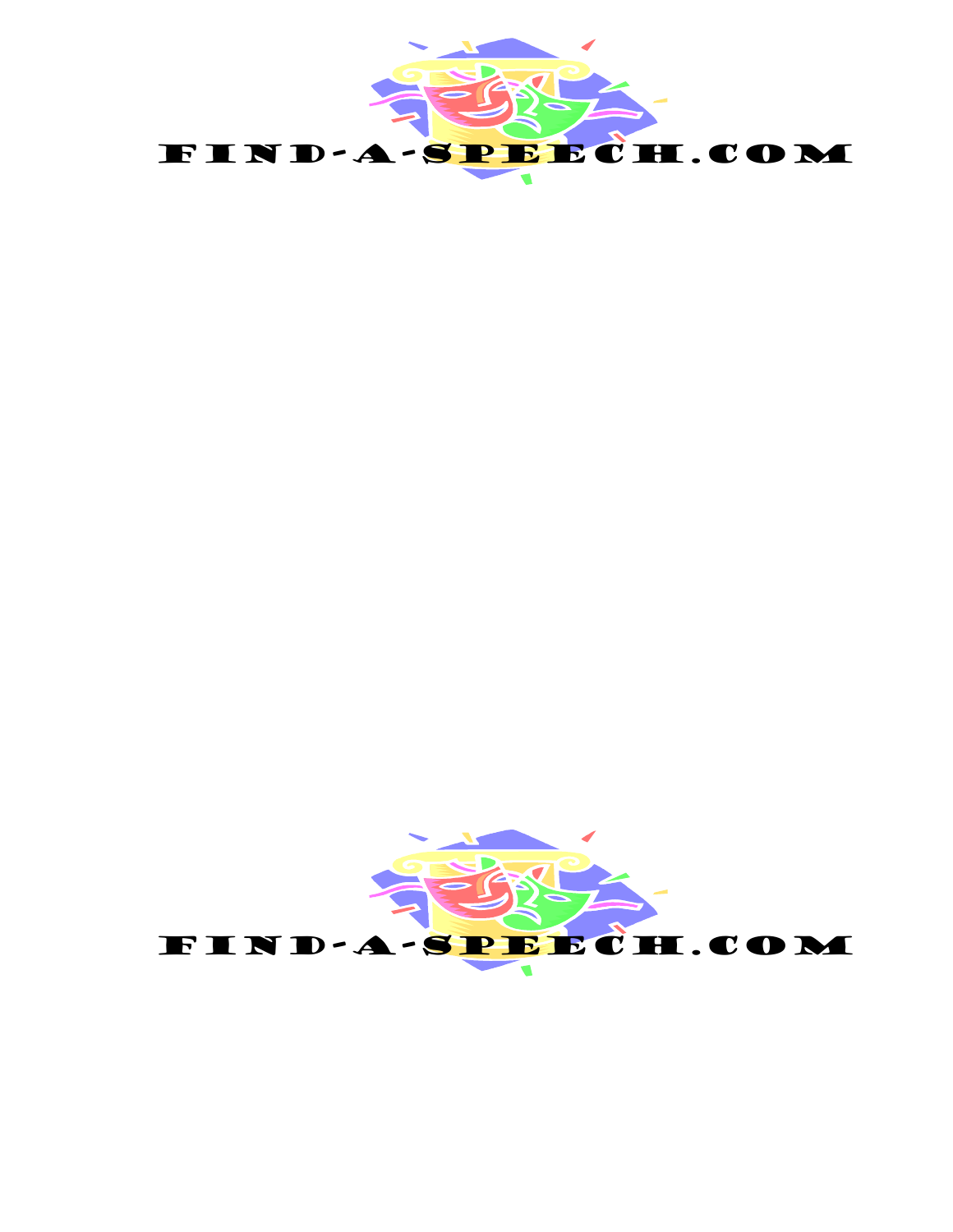FIND-A-SPEECH.COM

FIND-A-SPEECH.COM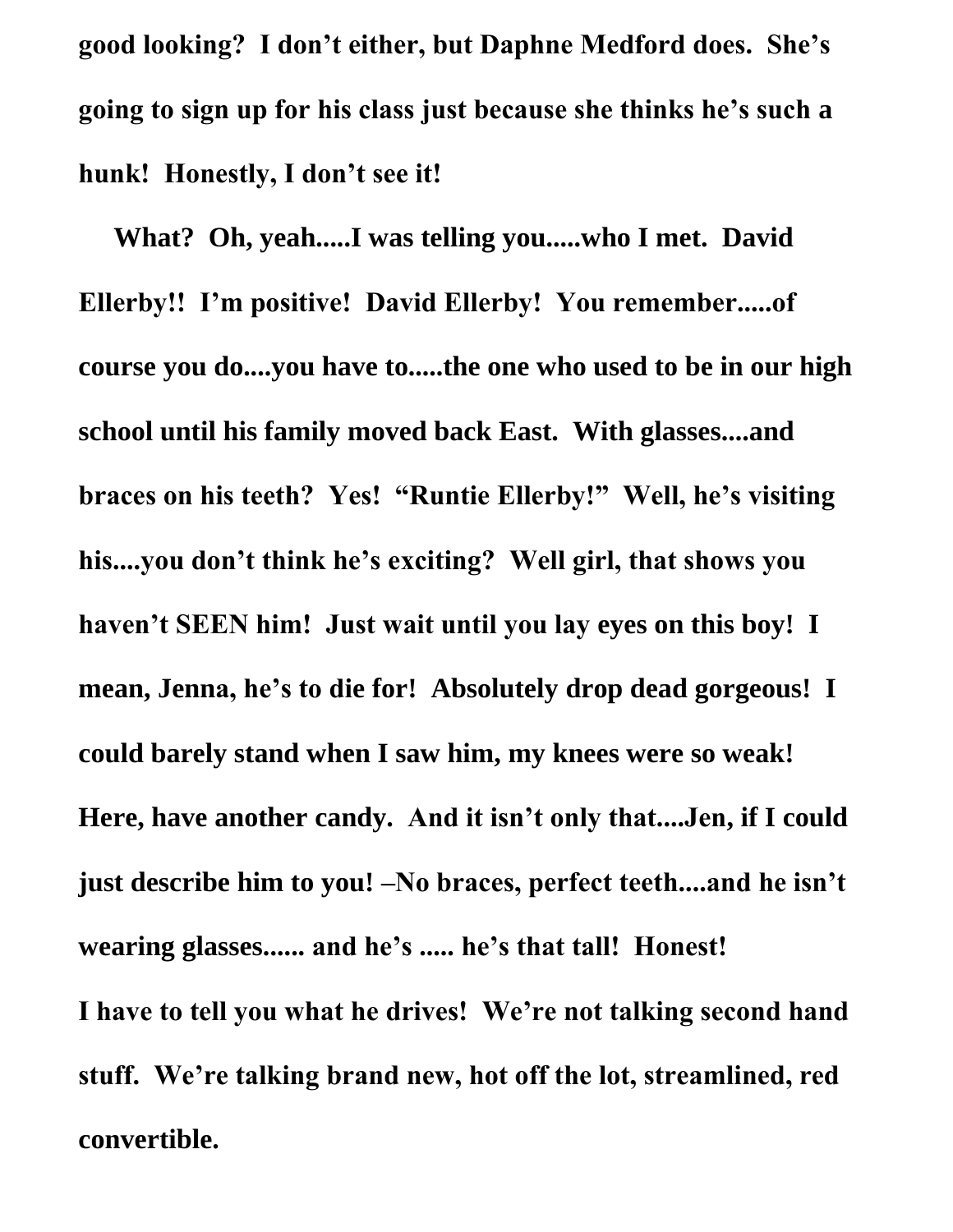**good looking? I don't either, but Daphne Medford does. She's going to sign up for his class just because she thinks he's such a hunk! Honestly, I don't see it!**

**What? Oh, yeah.....I was telling you.....who I met. David Ellerby!! I'm positive! David Ellerby! You remember.....of course you do....you have to.....the one who used to be in our high school until his family moved back East. With glasses....and braces on his teeth? Yes! "Runtie Ellerby!" Well, he's visiting his....you don't think he's exciting? Well girl, that shows you haven't SEEN him! Just wait until you lay eyes on this boy! I mean, Jenna, he's to die for! Absolutely drop dead gorgeous! I could barely stand when I saw him, my knees were so weak! Here, have another candy. And it isn't only that....Jen, if I could just describe him to you! –No braces, perfect teeth....and he isn't wearing glasses...... and he's ..... he's that tall! Honest!**

**I have to tell you what he drives! We're not talking second hand stuff. We're talking brand new, hot off the lot, streamlined, red convertible.**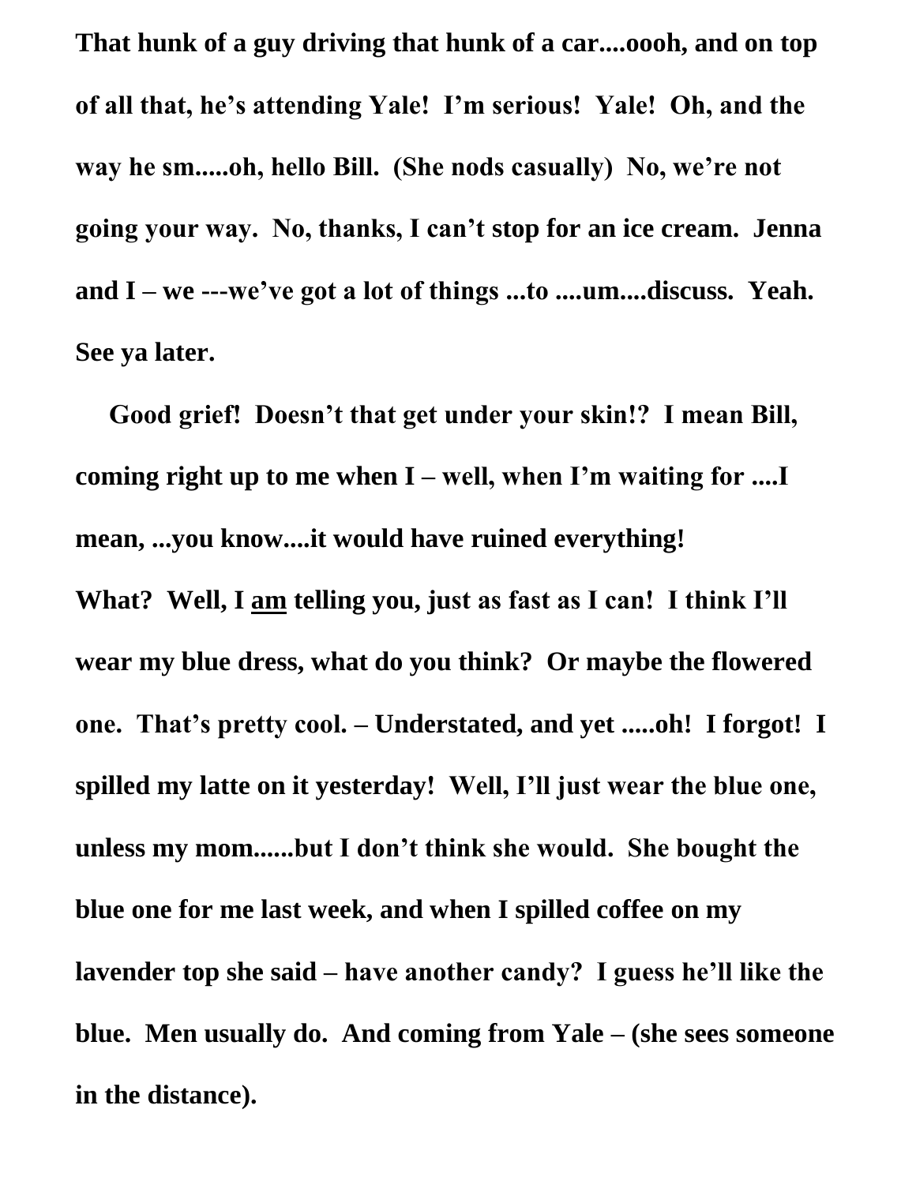**That hunk of a guy driving that hunk of a car....oooh, and on top of all that, he's attending Yale! I'm serious! Yale! Oh, and the way he sm.....oh, hello Bill. (She nods casually) No, we're not going your way. No, thanks, I can't stop for an ice cream. Jenna and I – we ---we've got a lot of things ...to ....um....discuss. Yeah. See ya later.**

**Good grief! Doesn't that get under your skin!? I mean Bill, coming right up to me when I – well, when I'm waiting for ....I mean, ...you know....it would have ruined everything!**

**What? Well, I <u>am</u> telling you, just as fast as I can! I think I'll wear my blue dress, what do you think? Or maybe the flowered one. That's pretty cool. – Understated, and yet .....oh! I forgot! I spilled my latte on it yesterday! Well, I'll just wear the blue one, unless my mom......but I don't think she would. She bought the blue one for me last week, and when I spilled coffee on my lavender top she said – have another candy? I guess he'll like the blue. Men usually do. And coming from Yale – (she sees someone in the distance).**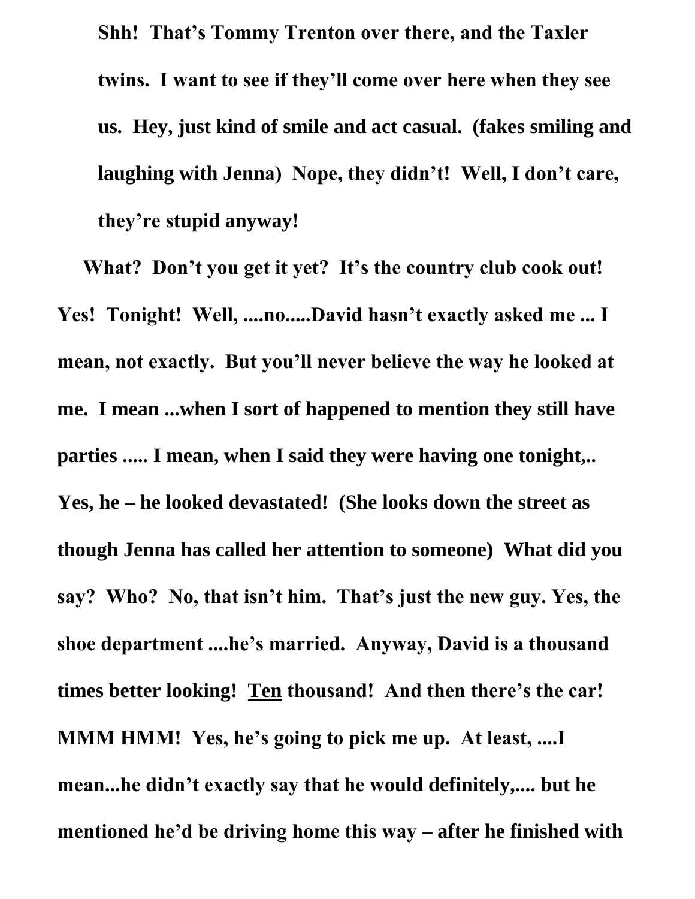**Shh! That's Tommy Trenton over there, and the Taxler twins. I want to see if they'll come over here when they see us. Hey, just kind of smile and act casual. (fakes smiling and laughing with Jenna) Nope, they didn't! Well, I don't care, they're stupid anyway!**

**What? Don't you get it yet? It's the country club cook out! Yes! Tonight! Well, ....no.....David hasn't exactly asked me ... I mean, not exactly. But you'll never believe the way he looked at me. I mean ...when I sort of happened to mention they still have parties ..... I mean, when I said they were having one tonight,.. Yes, he – he looked devastated! (She looks down the street as though Jenna has called her attention to someone) What did you say? Who? No, that isn't him. That's just the new guy. Yes, the shoe department ....he's married. Anyway, David is a thousand times better looking! <u>Ten</u> thousand! And then there's the car! MMM HMM! Yes, he's going to pick me up. At least, ....I mean...he didn't exactly say that he would definitely,.... but he mentioned he'd be driving home this way – after he finished with**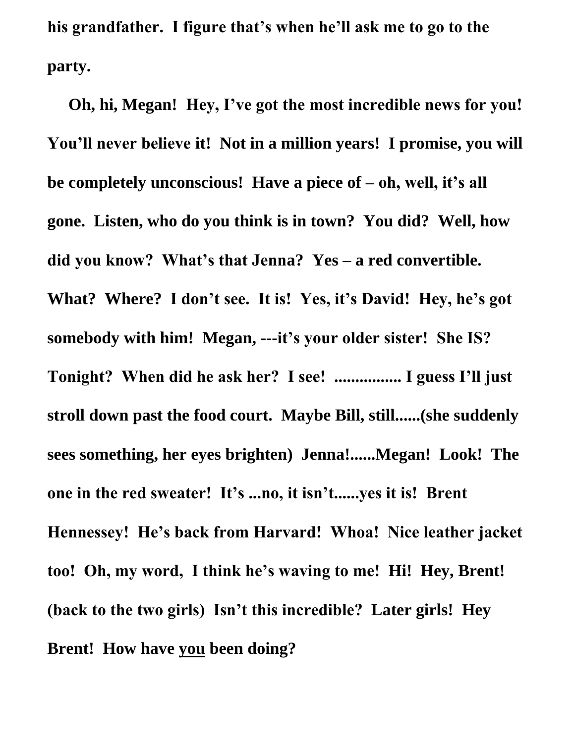**his grandfather. I figure that's when he'll ask me to go to the party.**

**Oh, hi, Megan! Hey, I've got the most incredible news for you! You'll never believe it! Not in a million years! I promise, you will be completely unconscious! Have a piece of – oh, well, it's all gone. Listen, who do you think is in town? You did? Well, how did you know? What's that Jenna? Yes – a red convertible. What? Where? I don't see. It is! Yes, it's David! Hey, he's got somebody with him! Megan, ---it's your older sister! She IS? Tonight? When did he ask her? I see! ................ I guess I'll just stroll down past the food court. Maybe Bill, still......(she suddenly sees something, her eyes brighten) Jenna!......Megan! Look! The one in the red sweater! It's ...no, it isn't......yes it is! Brent Hennessey! He's back from Harvard! Whoa! Nice leather jacket too! Oh, my word, I think he's waving to me! Hi! Hey, Brent! (back to the two girls) Isn't this incredible? Later girls! Hey Brent! How have <u>you</u> been doing?**